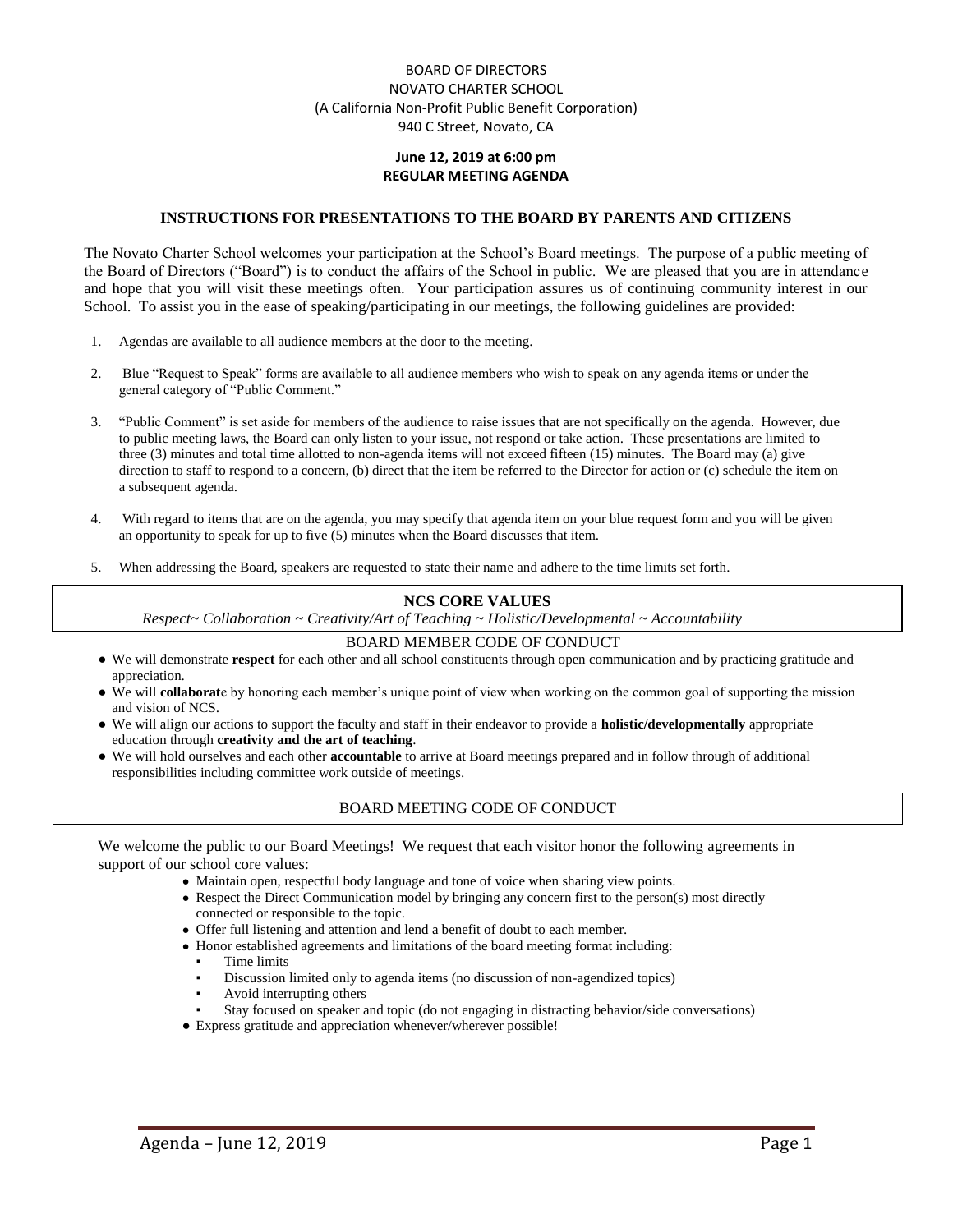BOARD OF DIRECTORS
NOVATO CHARTER SCHOOL
(A California Non-Profit Public Benefit Corporation)
940 C Street, Novato, CA

**June 12, 2019 at 6:00 pm**
**REGULAR MEETING AGENDA**

## INSTRUCTIONS FOR PRESENTATIONS TO THE BOARD BY PARENTS AND CITIZENS

The Novato Charter School welcomes your participation at the School's Board meetings. The purpose of a public meeting of the Board of Directors ("Board") is to conduct the affairs of the School in public. We are pleased that you are in attendance and hope that you will visit these meetings often. Your participation assures us of continuing community interest in our School. To assist you in the ease of speaking/participating in our meetings, the following guidelines are provided:

1. Agendas are available to all audience members at the door to the meeting.
2. Blue "Request to Speak" forms are available to all audience members who wish to speak on any agenda items or under the general category of "Public Comment."
3. "Public Comment" is set aside for members of the audience to raise issues that are not specifically on the agenda. However, due to public meeting laws, the Board can only listen to your issue, not respond or take action. These presentations are limited to three (3) minutes and total time allotted to non-agenda items will not exceed fifteen (15) minutes. The Board may (a) give direction to staff to respond to a concern, (b) direct that the item be referred to the Director for action or (c) schedule the item on a subsequent agenda.
4. With regard to items that are on the agenda, you may specify that agenda item on your blue request form and you will be given an opportunity to speak for up to five (5) minutes when the Board discusses that item.
5. When addressing the Board, speakers are requested to state their name and adhere to the time limits set forth.

## NCS CORE VALUES

*Respect~ Collaboration ~ Creativity/Art of Teaching ~ Holistic/Developmental ~ Accountability*

## BOARD MEMBER CODE OF CONDUCT

- We will demonstrate **respect** for each other and all school constituents through open communication and by practicing gratitude and appreciation.
- We will **collaborat**e by honoring each member's unique point of view when working on the common goal of supporting the mission and vision of NCS.
- We will align our actions to support the faculty and staff in their endeavor to provide a **holistic/developmentally** appropriate education through **creativity and the art of teaching**.
- We will hold ourselves and each other **accountable** to arrive at Board meetings prepared and in follow through of additional responsibilities including committee work outside of meetings.

## BOARD MEETING CODE OF CONDUCT

We welcome the public to our Board Meetings! We request that each visitor honor the following agreements in support of our school core values:

- Maintain open, respectful body language and tone of voice when sharing view points.
- Respect the Direct Communication model by bringing any concern first to the person(s) most directly connected or responsible to the topic.
- Offer full listening and attention and lend a benefit of doubt to each member.
- Honor established agreements and limitations of the board meeting format including:
  - Time limits
  - Discussion limited only to agenda items (no discussion of non-agendized topics)
  - Avoid interrupting others
  - Stay focused on speaker and topic (do not engaging in distracting behavior/side conversations)
- Express gratitude and appreciation whenever/wherever possible!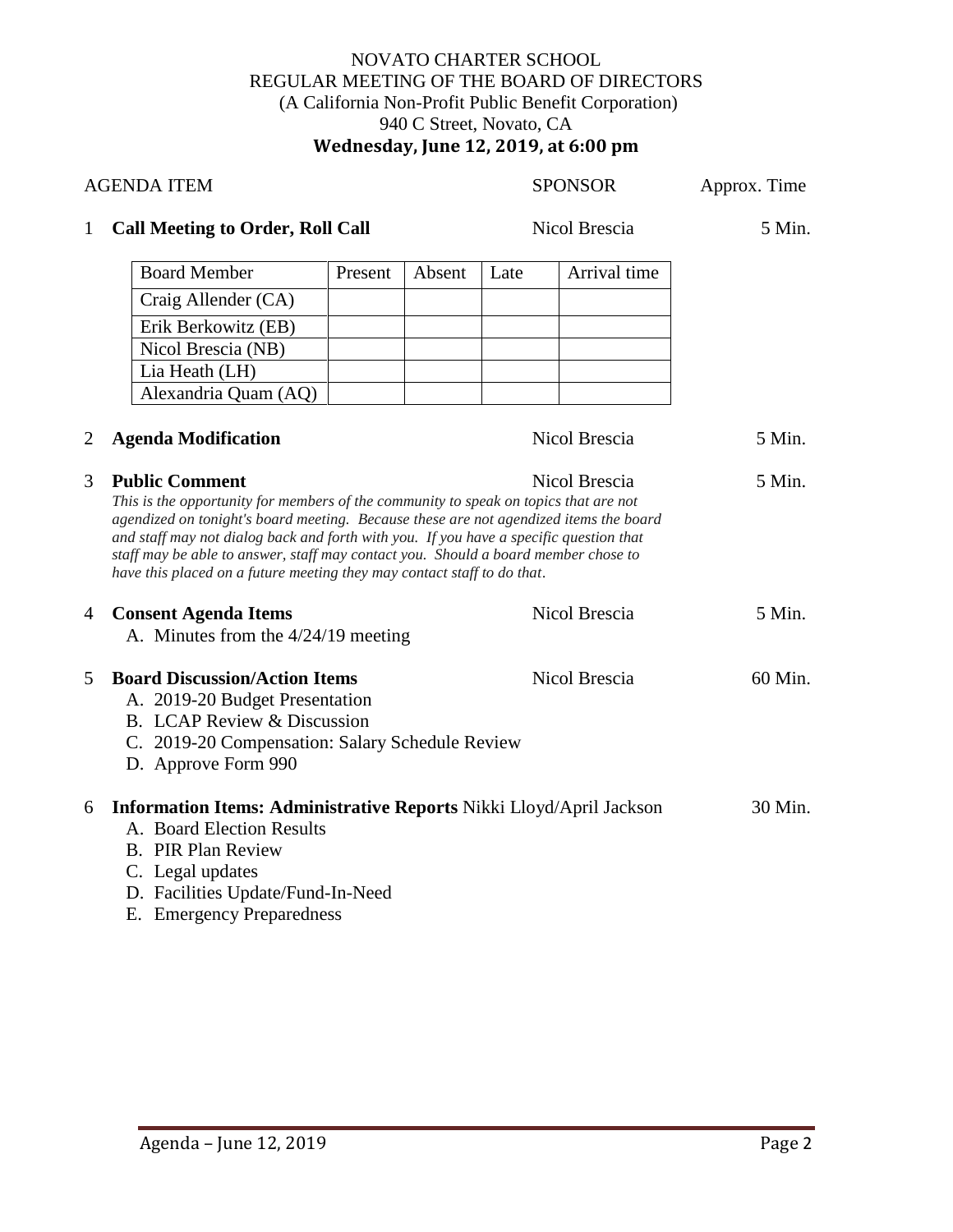NOVATO CHARTER SCHOOL
REGULAR MEETING OF THE BOARD OF DIRECTORS
(A California Non-Profit Public Benefit Corporation)
940 C Street, Novato, CA
**Wednesday, June 12, 2019, at 6:00 pm**

| AGENDA ITEM | SPONSOR | Approx. Time |
|---|---|---|
| 1 **Call Meeting to Order, Roll Call** | Nicol Brescia | 5 Min. |

| Board Member | Present | Absent | Late | Arrival time |
|---|---|---|---|---|
| Craig Allender (CA) | | | | |
| Erik Berkowitz (EB) | | | | |
| Nicol Brescia (NB) | | | | |
| Lia Heath (LH) | | | | |
| Alexandria Quam (AQ) | | | | |

| AGENDA ITEM | SPONSOR | Approx. Time |
|---|---|---|
| 2 **Agenda Modification** | Nicol Brescia | 5 Min. |
| 3 **Public Comment** | Nicol Brescia | 5 Min. |

*This is the opportunity for members of the community to speak on topics that are not agendized on tonight's board meeting. Because these are not agendized items the board and staff may not dialog back and forth with you. If you have a specific question that staff may be able to answer, staff may contact you. Should a board member chose to have this placed on a future meeting they may contact staff to do that*.

| AGENDA ITEM | SPONSOR | Approx. Time |
|---|---|---|
| 4 **Consent Agenda Items** | Nicol Brescia | 5 Min. |

A. Minutes from the 4/24/19 meeting

| AGENDA ITEM | SPONSOR | Approx. Time |
|---|---|---|
| 5 **Board Discussion/Action Items** | Nicol Brescia | 60 Min. |

A. 2019-20 Budget Presentation
B. LCAP Review & Discussion
C. 2019-20 Compensation: Salary Schedule Review
D. Approve Form 990

| AGENDA ITEM | SPONSOR | Approx. Time |
|---|---|---|
| 6 **Information Items: Administrative Reports** | Nikki Lloyd/April Jackson | 30 Min. |

A. Board Election Results
B. PIR Plan Review
C. Legal updates
D. Facilities Update/Fund-In-Need
E. Emergency Preparedness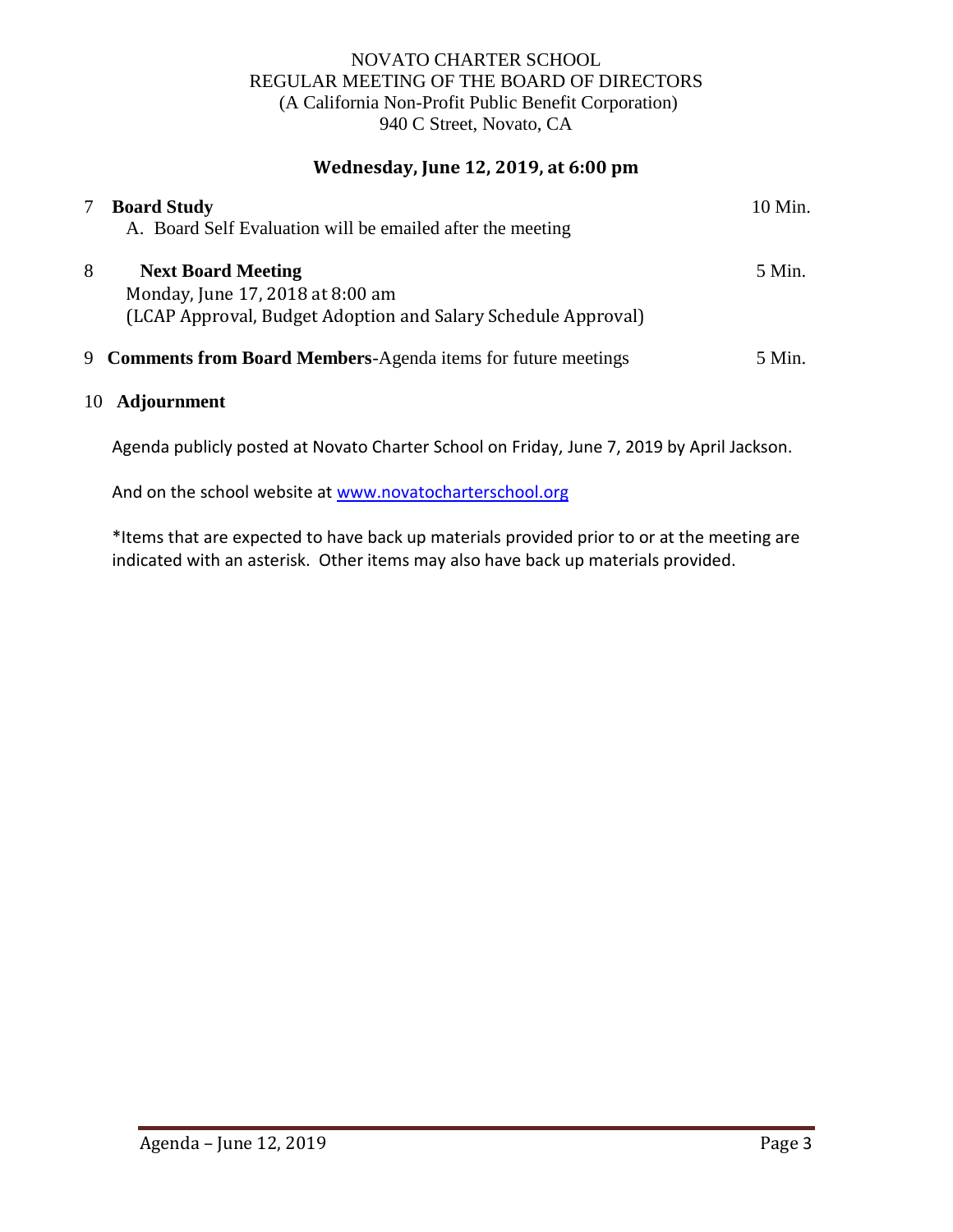NOVATO CHARTER SCHOOL
REGULAR MEETING OF THE BOARD OF DIRECTORS
(A California Non-Profit Public Benefit Corporation)
940 C Street, Novato, CA

**Wednesday, June 12, 2019, at 6:00 pm**

7 **Board Study** 10 Min.

A. Board Self Evaluation will be emailed after the meeting

8 **Next Board Meeting** 5 Min.

Monday, June 17, 2018 at 8:00 am
(LCAP Approval, Budget Adoption and Salary Schedule Approval)

9 **Comments from Board Members**-Agenda items for future meetings 5 Min.

10 **Adjournment**

Agenda publicly posted at Novato Charter School on Friday, June 7, 2019 by April Jackson.

And on the school website at www.novatocharterschool.org

*Items that are expected to have back up materials provided prior to or at the meeting are indicated with an asterisk. Other items may also have back up materials provided.